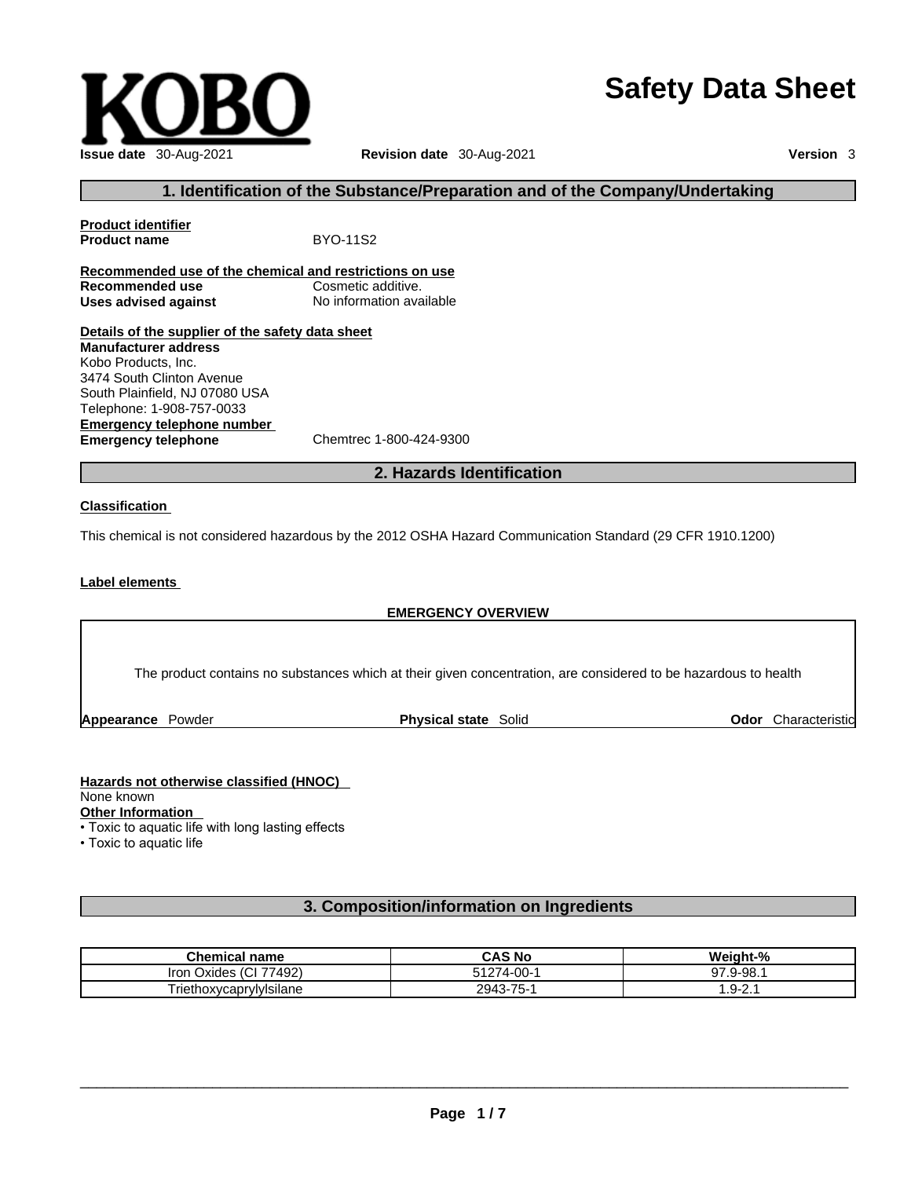KOBO

# Safety Data Sheet

**Issue date** 30-Aug-2021 **Revision date** 30-Aug-2021 **Version** 3

## 1. Identification of the Substance/Preparation and of the Company/Undertaking

**Product identifier**

**Product name** BYO-11S2

**Recommended use of the chemical and restrictions on use**

**Recommended use** Cosmetic additive.

**Uses advised against** No information available

**Details of the supplier of the safety data sheet**

**Manufacturer address**

Kobo Products, Inc.
3474 South Clinton Avenue
South Plainfield, NJ 07080 USA
Telephone: 1-908-757-0033

**Emergency telephone number**

**Emergency telephone** Chemtrec 1-800-424-9300

## 2. Hazards Identification

**Classification**

This chemical is not considered hazardous by the 2012 OSHA Hazard Communication Standard (29 CFR 1910.1200)

**Label elements**

**EMERGENCY OVERVIEW**

The product contains no substances which at their given concentration, are considered to be hazardous to health

**Appearance** Powder **Physical state** Solid **Odor** Characteristic

**Hazards not otherwise classified (HNOC)**

None known

**Other Information**

- Toxic to aquatic life with long lasting effects
- Toxic to aquatic life

## 3. Composition/information on Ingredients

| Chemical name | CAS No | Weight-% |
|---|---|---|
| Iron Oxides (CI 77492) | 51274-00-1 | 97.9-98.1 |
| Triethoxycaprylylsilane | 2943-75-1 | 1.9-2.1 |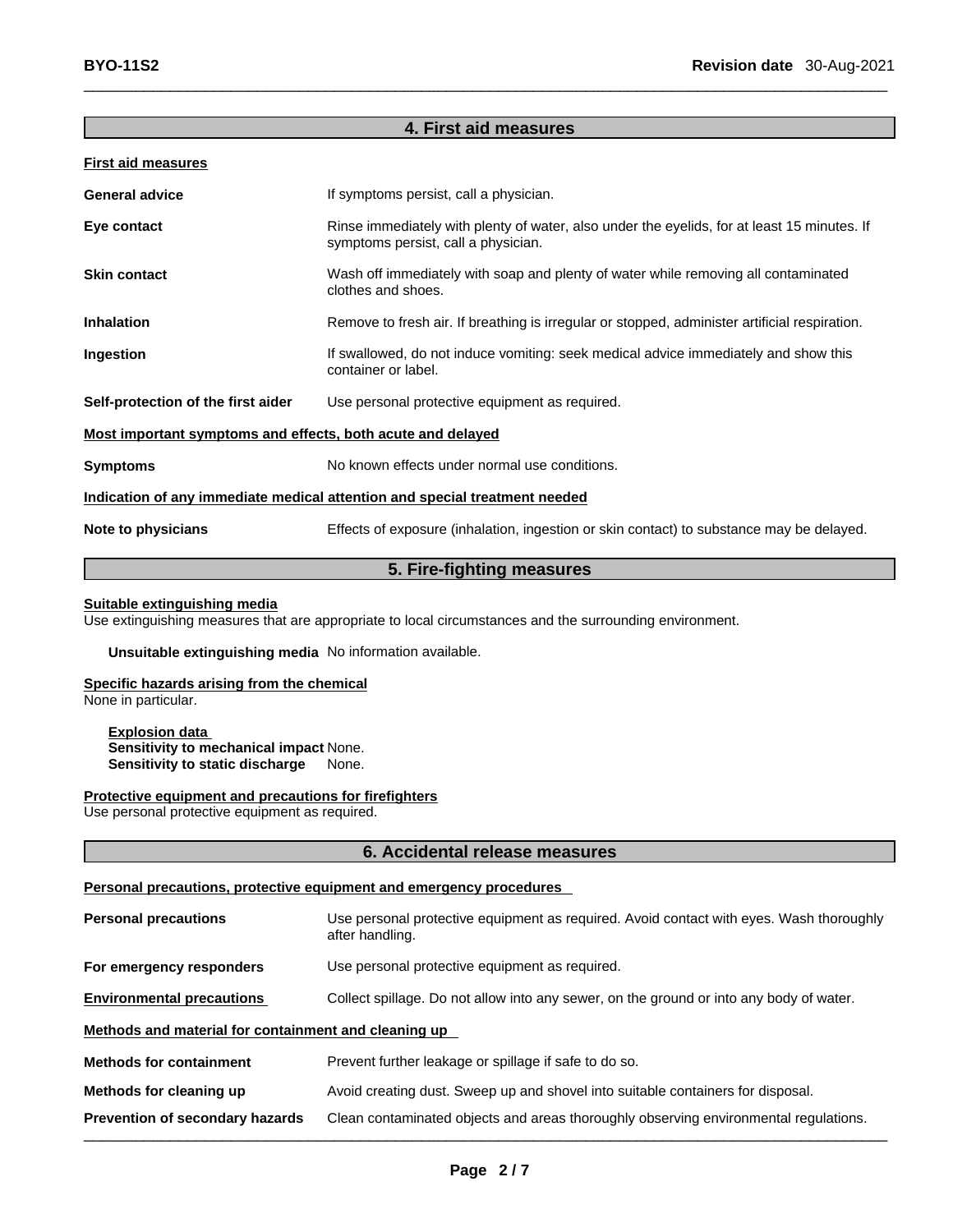## 4. First aid measures

**First aid measures**

| | |
|---|---|
| **General advice** | If symptoms persist, call a physician. |
| **Eye contact** | Rinse immediately with plenty of water, also under the eyelids, for at least 15 minutes. If symptoms persist, call a physician. |
| **Skin contact** | Wash off immediately with soap and plenty of water while removing all contaminated clothes and shoes. |
| **Inhalation** | Remove to fresh air. If breathing is irregular or stopped, administer artificial respiration. |
| **Ingestion** | If swallowed, do not induce vomiting: seek medical advice immediately and show this container or label. |
| **Self-protection of the first aider** | Use personal protective equipment as required. |

**Most important symptoms and effects, both acute and delayed**

| | |
|---|---|
| **Symptoms** | No known effects under normal use conditions. |

**Indication of any immediate medical attention and special treatment needed**

| | |
|---|---|
| **Note to physicians** | Effects of exposure (inhalation, ingestion or skin contact) to substance may be delayed. |

## 5. Fire-fighting measures

**Suitable extinguishing media**
Use extinguishing measures that are appropriate to local circumstances and the surrounding environment.

**Unsuitable extinguishing media** No information available.

**Specific hazards arising from the chemical**
None in particular.

**Explosion data**
**Sensitivity to mechanical impact** None.
**Sensitivity to static discharge** None.

**Protective equipment and precautions for firefighters**
Use personal protective equipment as required.

## 6. Accidental release measures

**Personal precautions, protective equipment and emergency procedures**

| | |
|---|---|
| **Personal precautions** | Use personal protective equipment as required. Avoid contact with eyes. Wash thoroughly after handling. |
| **For emergency responders** | Use personal protective equipment as required. |
| **Environmental precautions** | Collect spillage. Do not allow into any sewer, on the ground or into any body of water. |

**Methods and material for containment and cleaning up**

| | |
|---|---|
| **Methods for containment** | Prevent further leakage or spillage if safe to do so. |
| **Methods for cleaning up** | Avoid creating dust. Sweep up and shovel into suitable containers for disposal. |
| **Prevention of secondary hazards** | Clean contaminated objects and areas thoroughly observing environmental regulations. |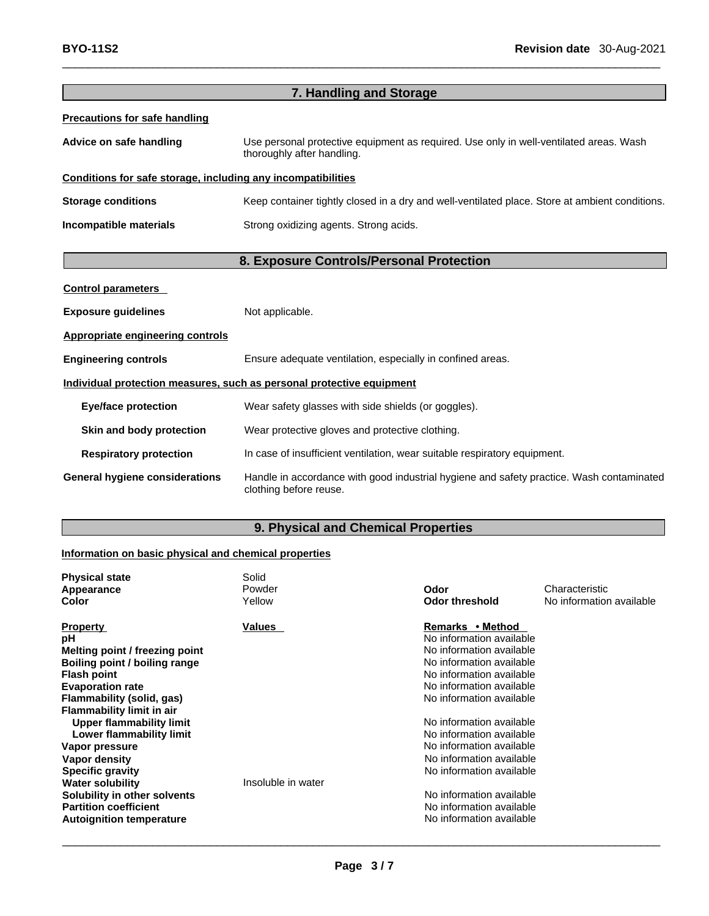## 7. Handling and Storage

**Precautions for safe handling**

| | |
|---|---|
| **Advice on safe handling** | Use personal protective equipment as required. Use only in well-ventilated areas. Wash thoroughly after handling. |

**Conditions for safe storage, including any incompatibilities**

| | |
|---|---|
| **Storage conditions** | Keep container tightly closed in a dry and well-ventilated place. Store at ambient conditions. |
| **Incompatible materials** | Strong oxidizing agents. Strong acids. |

## 8. Exposure Controls/Personal Protection

**Control parameters**

| | |
|---|---|
| **Exposure guidelines** | Not applicable. |

**Appropriate engineering controls**

| | |
|---|---|
| **Engineering controls** | Ensure adequate ventilation, especially in confined areas. |

**Individual protection measures, such as personal protective equipment**

| | |
|---|---|
| **Eye/face protection** | Wear safety glasses with side shields (or goggles). |
| **Skin and body protection** | Wear protective gloves and protective clothing. |
| **Respiratory protection** | In case of insufficient ventilation, wear suitable respiratory equipment. |
| **General hygiene considerations** | Handle in accordance with good industrial hygiene and safety practice. Wash contaminated clothing before reuse. |

## 9. Physical and Chemical Properties

**Information on basic physical and chemical properties**

| | | | |
|---|---|---|---|
| **Physical state** | Solid | | |
| **Appearance** | Powder | **Odor** | Characteristic |
| **Color** | Yellow | **Odor threshold** | No information available |

| **Property** | **Values** | **Remarks • Method** |
|---|---|---|
| **pH** | | No information available |
| **Melting point / freezing point** | | No information available |
| **Boiling point / boiling range** | | No information available |
| **Flash point** | | No information available |
| **Evaporation rate** | | No information available |
| **Flammability (solid, gas)** | | No information available |
| **Flammability limit in air** | | |
| **Upper flammability limit** | | No information available |
| **Lower flammability limit** | | No information available |
| **Vapor pressure** | | No information available |
| **Vapor density** | | No information available |
| **Specific gravity** | | No information available |
| **Water solubility** | Insoluble in water | |
| **Solubility in other solvents** | | No information available |
| **Partition coefficient** | | No information available |
| **Autoignition temperature** | | No information available |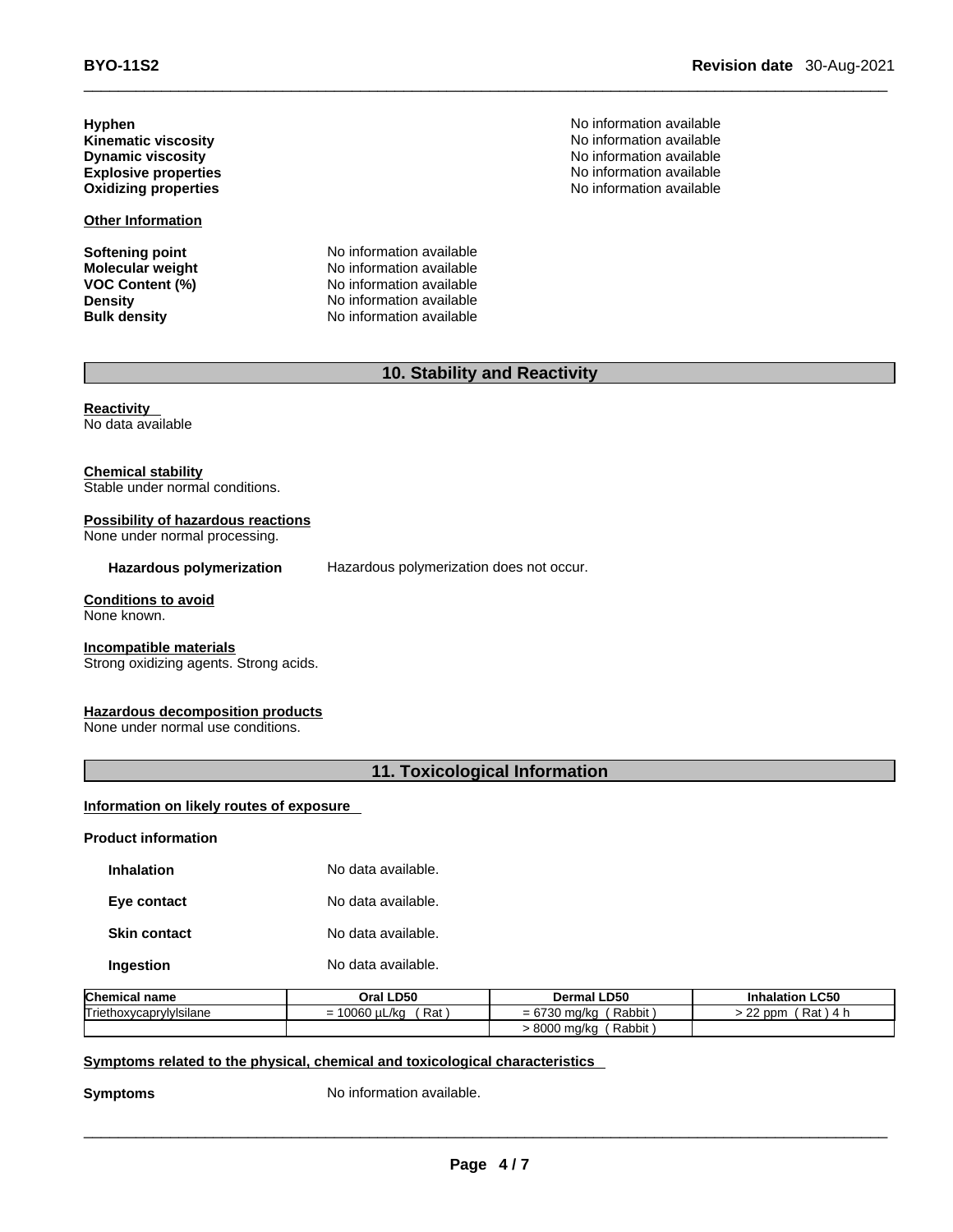| | |
|---|---|
| **Hyphen** | No information available |
| **Kinematic viscosity** | No information available |
| **Dynamic viscosity** | No information available |
| **Explosive properties** | No information available |
| **Oxidizing properties** | No information available |

**Other Information**

| | |
|---|---|
| **Softening point** | No information available |
| **Molecular weight** | No information available |
| **VOC Content (%)** | No information available |
| **Density** | No information available |
| **Bulk density** | No information available |

## 10. Stability and Reactivity

**Reactivity**
No data available

**Chemical stability**
Stable under normal conditions.

**Possibility of hazardous reactions**
None under normal processing.

**Hazardous polymerization** Hazardous polymerization does not occur.

**Conditions to avoid**
None known.

**Incompatible materials**
Strong oxidizing agents. Strong acids.

**Hazardous decomposition products**
None under normal use conditions.

## 11. Toxicological Information

**Information on likely routes of exposure**

**Product information**

| | |
|---|---|
| **Inhalation** | No data available. |
| **Eye contact** | No data available. |
| **Skin contact** | No data available. |
| **Ingestion** | No data available. |

| Chemical name | Oral LD50 | Dermal LD50 | Inhalation LC50 |
|---|---|---|---|
| Triethoxycaprylylsilane | = 10060 µL/kg ( Rat ) | = 6730 mg/kg ( Rabbit ) | > 22 ppm ( Rat ) 4 h |
| | | > 8000 mg/kg ( Rabbit ) | |

**Symptoms related to the physical, chemical and toxicological characteristics**

**Symptoms** No information available.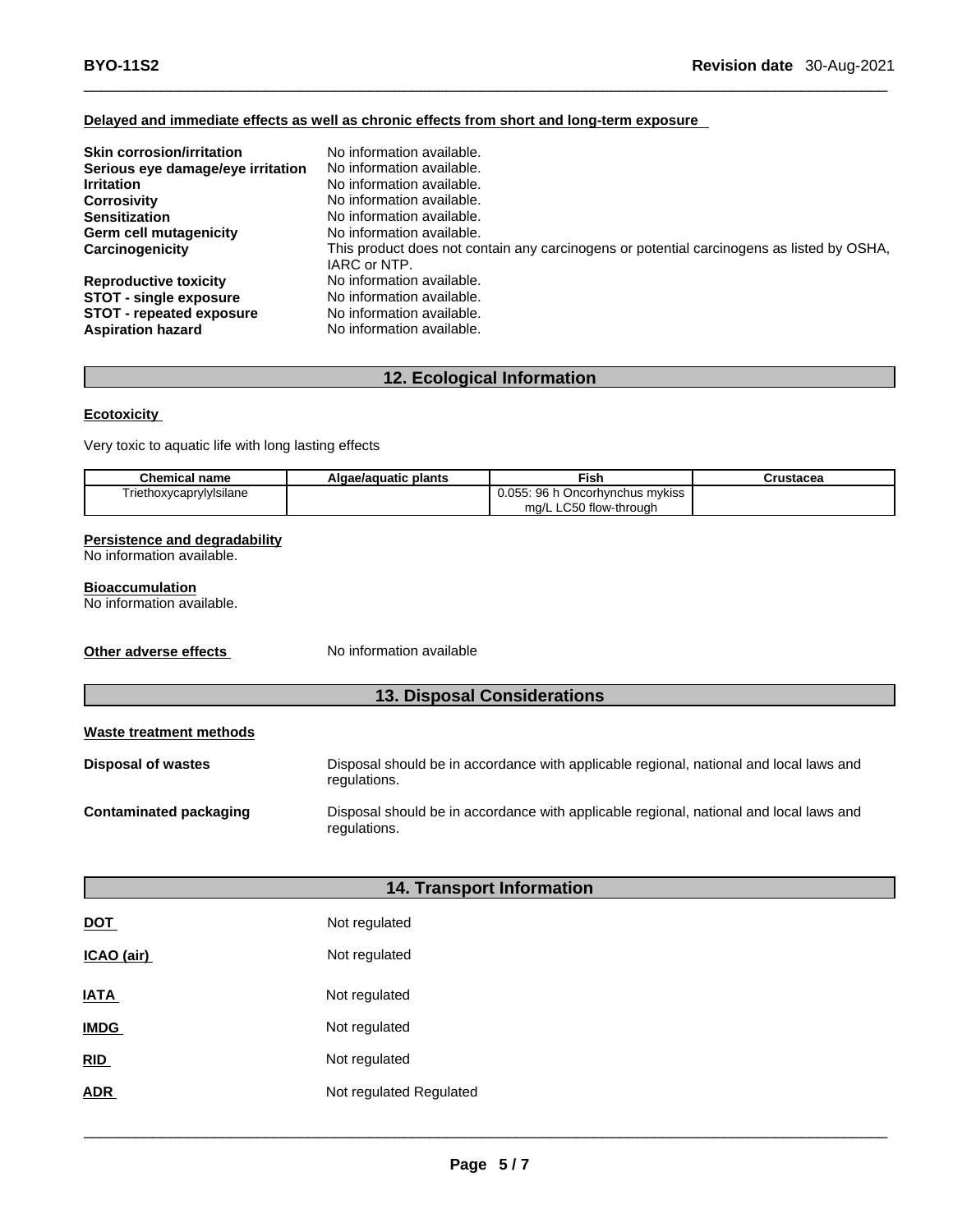**Delayed and immediate effects as well as chronic effects from short and long-term exposure**

| | |
|---|---|
| **Skin corrosion/irritation** | No information available. |
| **Serious eye damage/eye irritation** | No information available. |
| **Irritation** | No information available. |
| **Corrosivity** | No information available. |
| **Sensitization** | No information available. |
| **Germ cell mutagenicity** | No information available. |
| **Carcinogenicity** | This product does not contain any carcinogens or potential carcinogens as listed by OSHA, IARC or NTP. |
| **Reproductive toxicity** | No information available. |
| **STOT - single exposure** | No information available. |
| **STOT - repeated exposure** | No information available. |
| **Aspiration hazard** | No information available. |

## 12. Ecological Information

**Ecotoxicity**

Very toxic to aquatic life with long lasting effects

| Chemical name | Algae/aquatic plants | Fish | Crustacea |
|---|---|---|---|
| Triethoxycaprylylsilane | | 0.055: 96 h Oncorhynchus mykiss mg/L LC50 flow-through | |

**Persistence and degradability**
No information available.

**Bioaccumulation**
No information available.

**Other adverse effects** No information available

## 13. Disposal Considerations

**Waste treatment methods**

| | |
|---|---|
| **Disposal of wastes** | Disposal should be in accordance with applicable regional, national and local laws and regulations. |
| **Contaminated packaging** | Disposal should be in accordance with applicable regional, national and local laws and regulations. |

## 14. Transport Information

| | |
|---|---|
| **DOT** | Not regulated |
| **ICAO (air)** | Not regulated |
| **IATA** | Not regulated |
| **IMDG** | Not regulated |
| **RID** | Not regulated |
| **ADR** | Not regulated Regulated |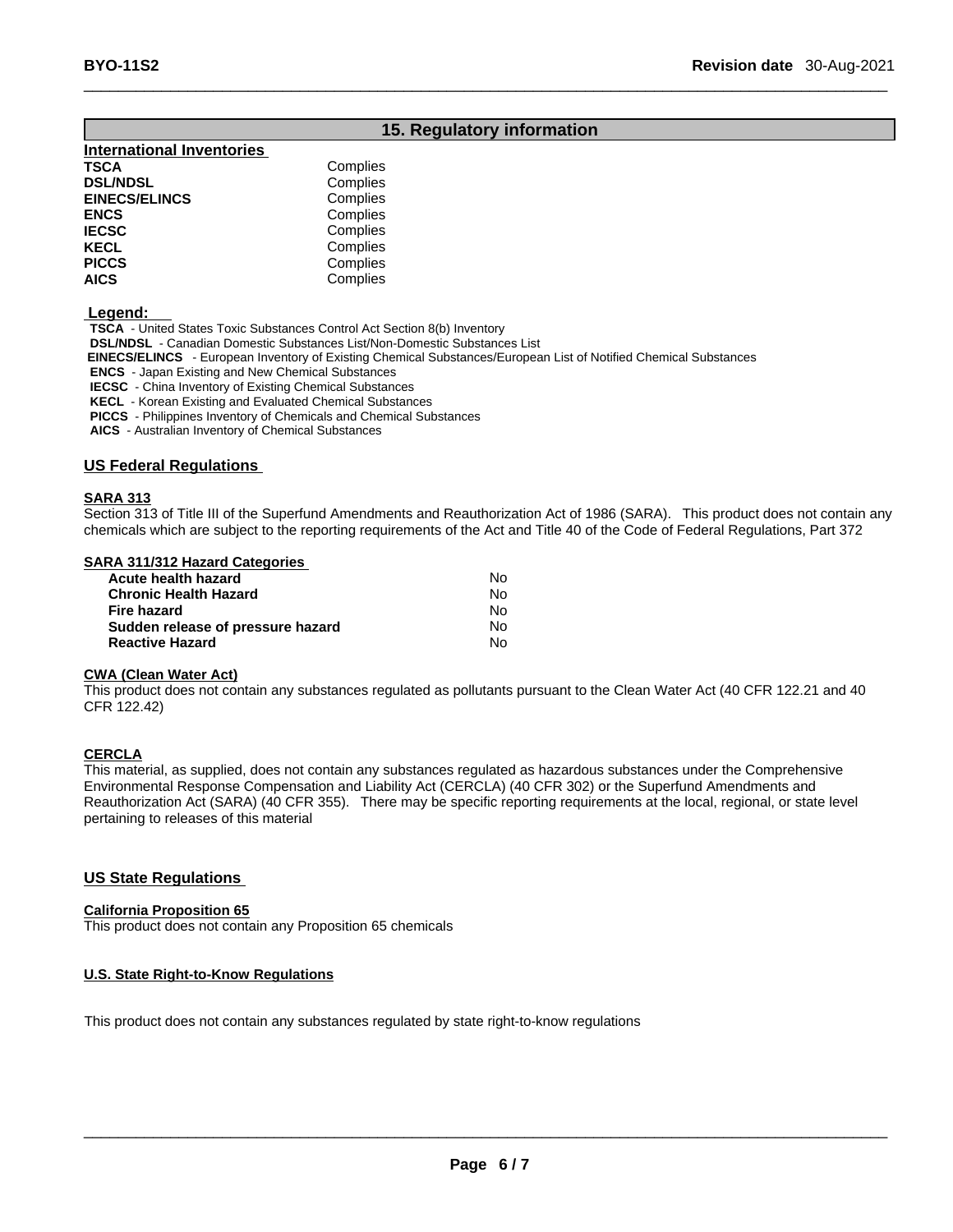## 15. Regulatory information

### International Inventories

| | |
|---|---|
| **TSCA** | Complies |
| **DSL/NDSL** | Complies |
| **EINECS/ELINCS** | Complies |
| **ENCS** | Complies |
| **IECSC** | Complies |
| **KECL** | Complies |
| **PICCS** | Complies |
| **AICS** | Complies |

**Legend:**

**TSCA** - United States Toxic Substances Control Act Section 8(b) Inventory
**DSL/NDSL** - Canadian Domestic Substances List/Non-Domestic Substances List
**EINECS/ELINCS** - European Inventory of Existing Chemical Substances/European List of Notified Chemical Substances
**ENCS** - Japan Existing and New Chemical Substances
**IECSC** - China Inventory of Existing Chemical Substances
**KECL** - Korean Existing and Evaluated Chemical Substances
**PICCS** - Philippines Inventory of Chemicals and Chemical Substances
**AICS** - Australian Inventory of Chemical Substances

### US Federal Regulations

**SARA 313**
Section 313 of Title III of the Superfund Amendments and Reauthorization Act of 1986 (SARA). This product does not contain any chemicals which are subject to the reporting requirements of the Act and Title 40 of the Code of Federal Regulations, Part 372

**SARA 311/312 Hazard Categories**

| | |
|---|---|
| **Acute health hazard** | No |
| **Chronic Health Hazard** | No |
| **Fire hazard** | No |
| **Sudden release of pressure hazard** | No |
| **Reactive Hazard** | No |

**CWA (Clean Water Act)**
This product does not contain any substances regulated as pollutants pursuant to the Clean Water Act (40 CFR 122.21 and 40 CFR 122.42)

**CERCLA**
This material, as supplied, does not contain any substances regulated as hazardous substances under the Comprehensive Environmental Response Compensation and Liability Act (CERCLA) (40 CFR 302) or the Superfund Amendments and Reauthorization Act (SARA) (40 CFR 355). There may be specific reporting requirements at the local, regional, or state level pertaining to releases of this material

### US State Regulations

**California Proposition 65**
This product does not contain any Proposition 65 chemicals

**U.S. State Right-to-Know Regulations**

This product does not contain any substances regulated by state right-to-know regulations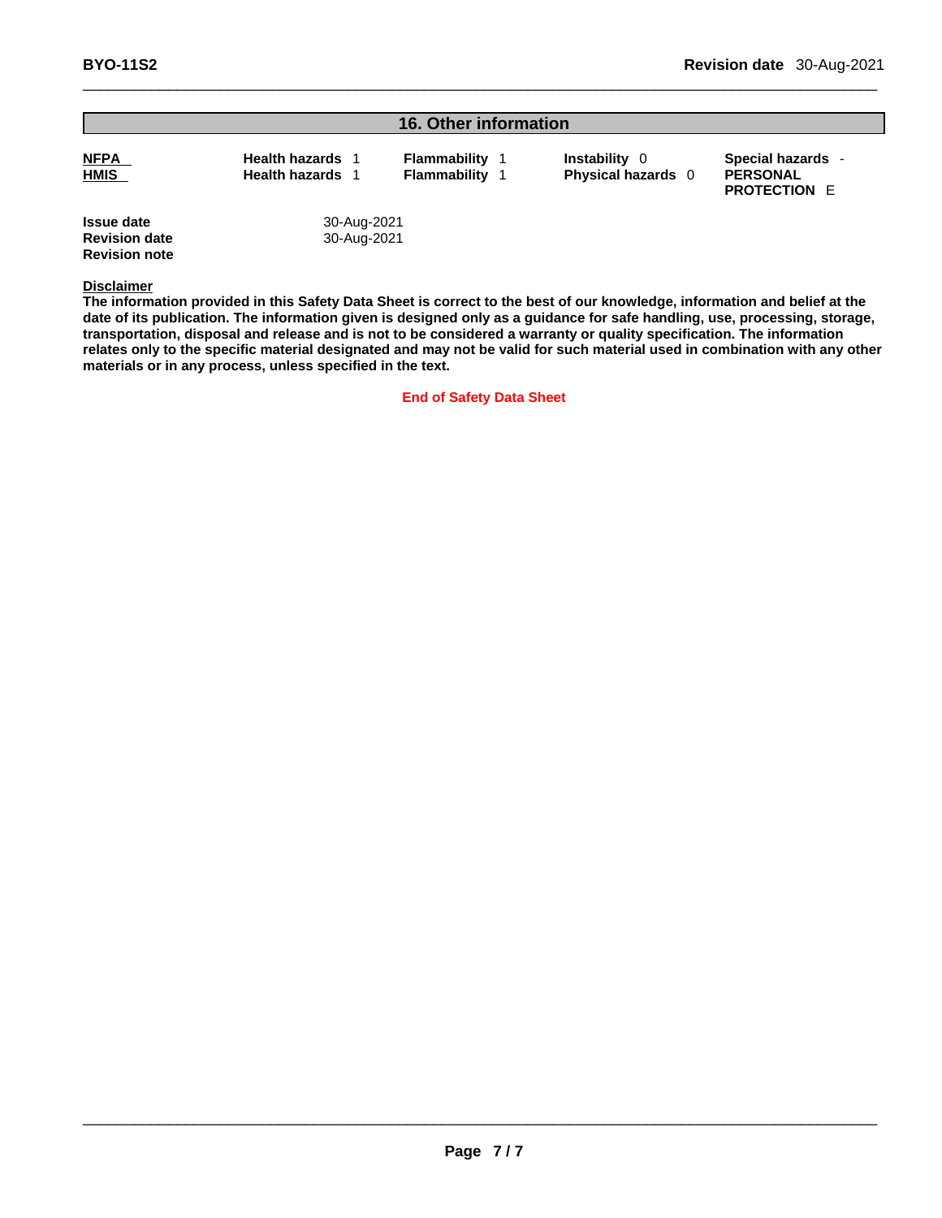## 16. Other information

| | | | | |
|---|---|---|---|---|
| **NFPA** | **Health hazards** 1 | **Flammability** 1 | **Instability** 0 | **Special hazards** - |
| **HMIS** | **Health hazards** 1 | **Flammability** 1 | **Physical hazards** 0 | **PERSONAL PROTECTION** E |

**Issue date** 30-Aug-2021
**Revision date** 30-Aug-2021
**Revision note**

**Disclaimer**

**The information provided in this Safety Data Sheet is correct to the best of our knowledge, information and belief at the date of its publication. The information given is designed only as a guidance for safe handling, use, processing, storage, transportation, disposal and release and is not to be considered a warranty or quality specification. The information relates only to the specific material designated and may not be valid for such material used in combination with any other materials or in any process, unless specified in the text.**

**End of Safety Data Sheet**